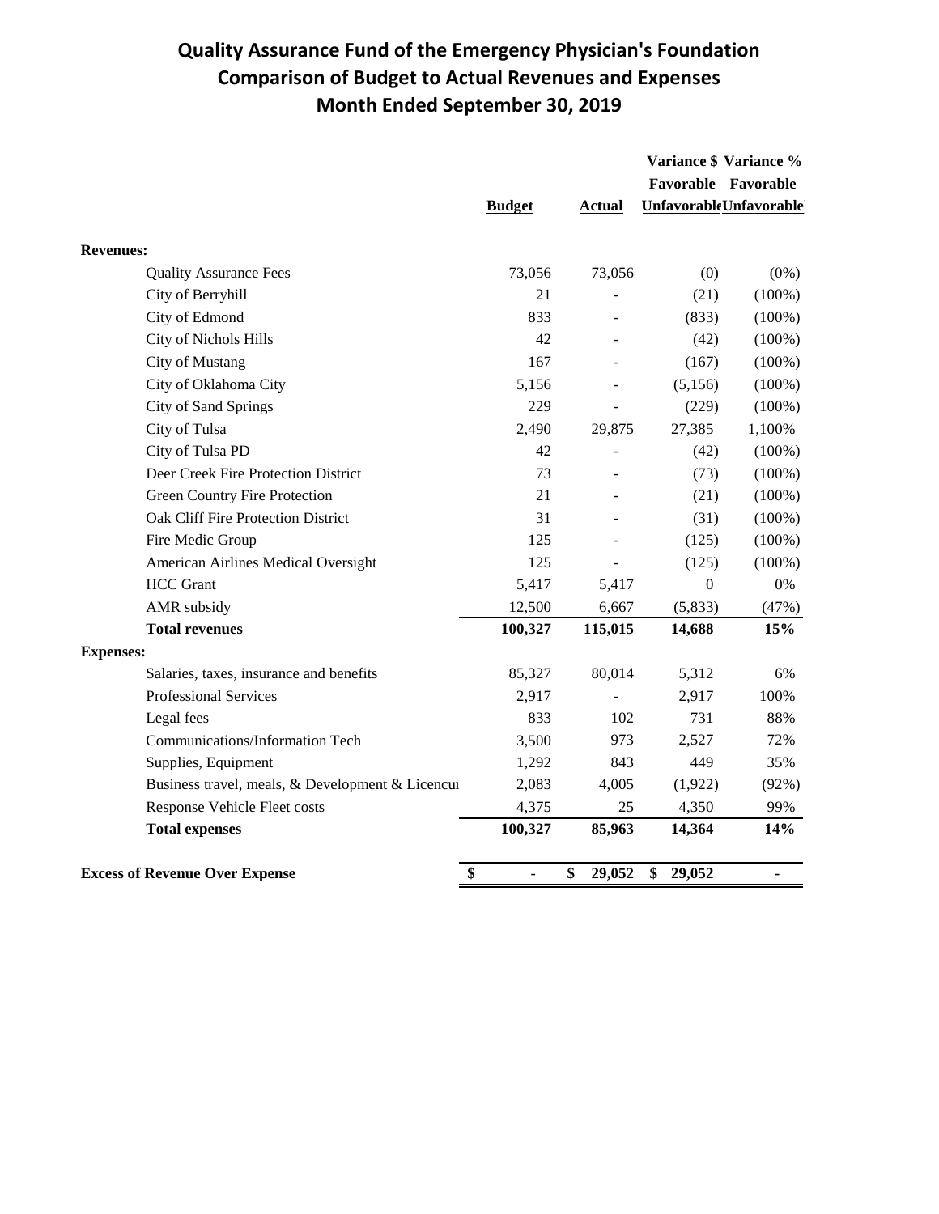# Quality Assurance Fund of the Emergency Physician's Foundation
## Comparison of Budget to Actual Revenues and Expenses
## Month Ended September 30, 2019

| | Budget | Actual | Variance $ Favorable Unfavorable | Variance % Favorable Unfavorable |
|---|---|---|---|---|
| **Revenues:** | | | | |
| Quality Assurance Fees | 73,056 | 73,056 | (0) | (0%) |
| City of Berryhill | 21 | - | (21) | (100%) |
| City of Edmond | 833 | - | (833) | (100%) |
| City of Nichols Hills | 42 | - | (42) | (100%) |
| City of Mustang | 167 | - | (167) | (100%) |
| City of Oklahoma City | 5,156 | - | (5,156) | (100%) |
| City of Sand Springs | 229 | - | (229) | (100%) |
| City of Tulsa | 2,490 | 29,875 | 27,385 | 1,100% |
| City of Tulsa PD | 42 | - | (42) | (100%) |
| Deer Creek Fire Protection District | 73 | - | (73) | (100%) |
| Green Country Fire Protection | 21 | - | (21) | (100%) |
| Oak Cliff Fire Protection District | 31 | - | (31) | (100%) |
| Fire Medic Group | 125 | - | (125) | (100%) |
| American Airlines Medical Oversight | 125 | - | (125) | (100%) |
| HCC Grant | 5,417 | 5,417 | 0 | 0% |
| AMR subsidy | 12,500 | 6,667 | (5,833) | (47%) |
| **Total revenues** | **100,327** | **115,015** | **14,688** | **15%** |
| **Expenses:** | | | | |
| Salaries, taxes, insurance and benefits | 85,327 | 80,014 | 5,312 | 6% |
| Professional Services | 2,917 | - | 2,917 | 100% |
| Legal fees | 833 | 102 | 731 | 88% |
| Communications/Information Tech | 3,500 | 973 | 2,527 | 72% |
| Supplies, Equipment | 1,292 | 843 | 449 | 35% |
| Business travel, meals, & Development & Licencur | 2,083 | 4,005 | (1,922) | (92%) |
| Response Vehicle Fleet costs | 4,375 | 25 | 4,350 | 99% |
| **Total expenses** | **100,327** | **85,963** | **14,364** | **14%** |
| **Excess of Revenue Over Expense** | **$ -** | **$ 29,052** | **$ 29,052** | **-** |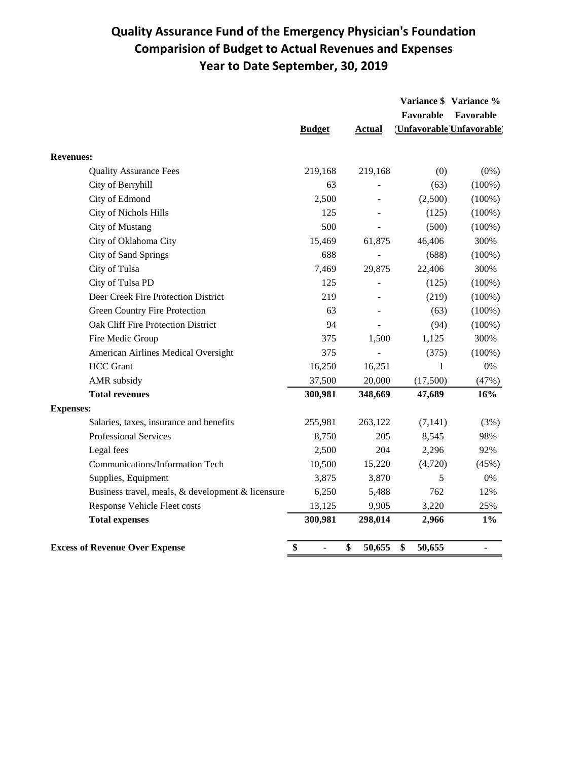# Quality Assurance Fund of the Emergency Physician's Foundation
## Comparision of Budget to Actual Revenues and Expenses
## Year to Date September, 30, 2019

| | Budget | Actual | Variance $ Favorable (Unfavorable) | Variance % Favorable (Unfavorable) |
|---|---|---|---|---|
| **Revenues:** | | | | |
| Quality Assurance Fees | 219,168 | 219,168 | (0) | (0%) |
| City of Berryhill | 63 | - | (63) | (100%) |
| City of Edmond | 2,500 | - | (2,500) | (100%) |
| City of Nichols Hills | 125 | - | (125) | (100%) |
| City of Mustang | 500 | - | (500) | (100%) |
| City of Oklahoma City | 15,469 | 61,875 | 46,406 | 300% |
| City of Sand Springs | 688 | - | (688) | (100%) |
| City of Tulsa | 7,469 | 29,875 | 22,406 | 300% |
| City of Tulsa PD | 125 | - | (125) | (100%) |
| Deer Creek Fire Protection District | 219 | - | (219) | (100%) |
| Green Country Fire Protection | 63 | - | (63) | (100%) |
| Oak Cliff Fire Protection District | 94 | - | (94) | (100%) |
| Fire Medic Group | 375 | 1,500 | 1,125 | 300% |
| American Airlines Medical Oversight | 375 | - | (375) | (100%) |
| HCC Grant | 16,250 | 16,251 | 1 | 0% |
| AMR subsidy | 37,500 | 20,000 | (17,500) | (47%) |
| **Total revenues** | **300,981** | **348,669** | **47,689** | **16%** |
| **Expenses:** | | | | |
| Salaries, taxes, insurance and benefits | 255,981 | 263,122 | (7,141) | (3%) |
| Professional Services | 8,750 | 205 | 8,545 | 98% |
| Legal fees | 2,500 | 204 | 2,296 | 92% |
| Communications/Information Tech | 10,500 | 15,220 | (4,720) | (45%) |
| Supplies, Equipment | 3,875 | 3,870 | 5 | 0% |
| Business travel, meals, & development & licensure | 6,250 | 5,488 | 762 | 12% |
| Response Vehicle Fleet costs | 13,125 | 9,905 | 3,220 | 25% |
| **Total expenses** | **300,981** | **298,014** | **2,966** | **1%** |
| **Excess of Revenue Over Expense** | **$ -** | **$ 50,655** | **$ 50,655** | **-** |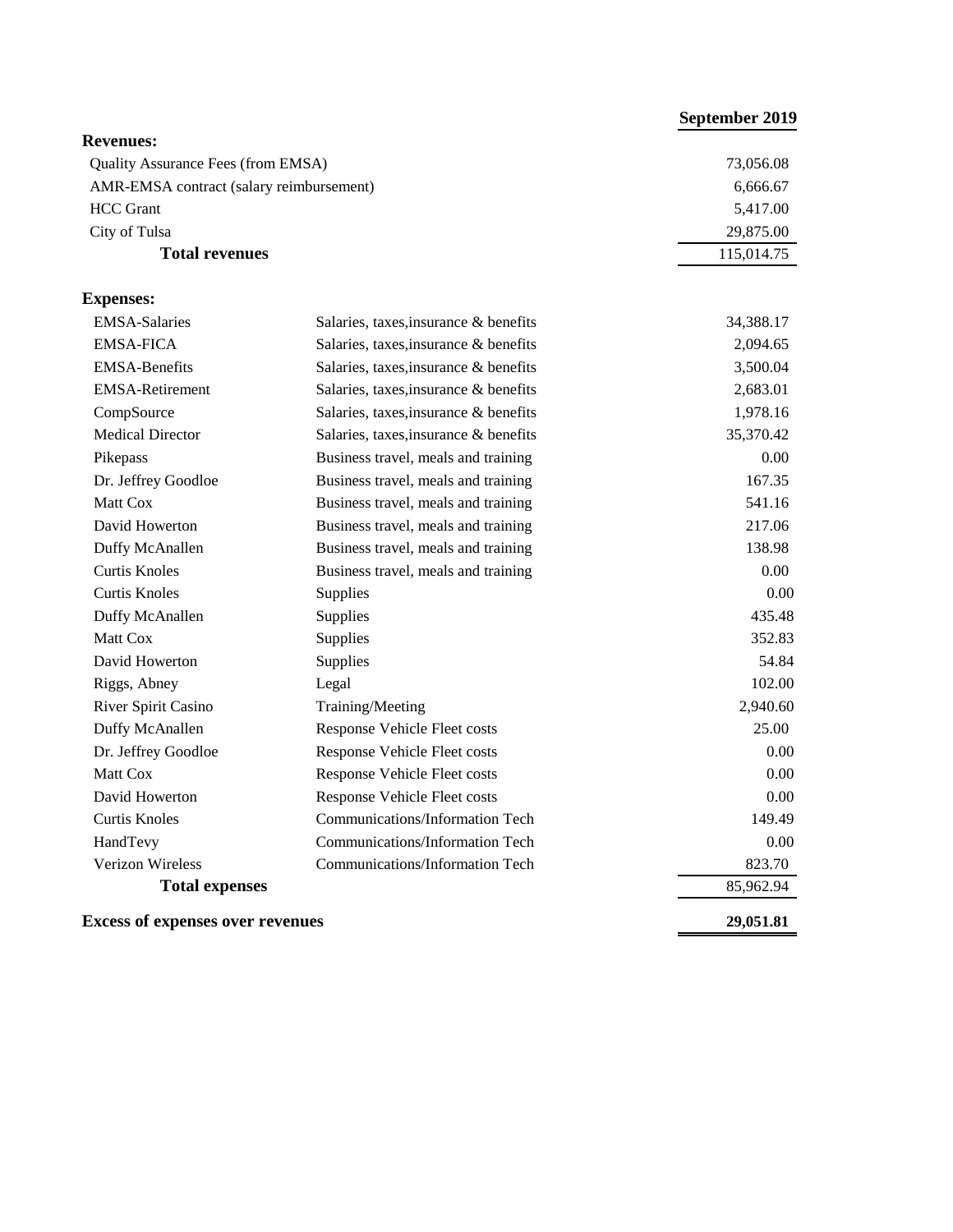| | | September 2019 |
|---|---|---|
| **Revenues:** | | |
| Quality Assurance Fees (from EMSA) | | 73,056.08 |
| AMR-EMSA contract (salary reimbursement) | | 6,666.67 |
| HCC Grant | | 5,417.00 |
| City of Tulsa | | 29,875.00 |
| **Total revenues** | | 115,014.75 |
| | | |
| **Expenses:** | | |
| EMSA-Salaries | Salaries, taxes,insurance & benefits | 34,388.17 |
| EMSA-FICA | Salaries, taxes,insurance & benefits | 2,094.65 |
| EMSA-Benefits | Salaries, taxes,insurance & benefits | 3,500.04 |
| EMSA-Retirement | Salaries, taxes,insurance & benefits | 2,683.01 |
| CompSource | Salaries, taxes,insurance & benefits | 1,978.16 |
| Medical Director | Salaries, taxes,insurance & benefits | 35,370.42 |
| Pikepass | Business travel, meals and training | 0.00 |
| Dr. Jeffrey Goodloe | Business travel, meals and training | 167.35 |
| Matt Cox | Business travel, meals and training | 541.16 |
| David Howerton | Business travel, meals and training | 217.06 |
| Duffy McAnallen | Business travel, meals and training | 138.98 |
| Curtis Knoles | Business travel, meals and training | 0.00 |
| Curtis Knoles | Supplies | 0.00 |
| Duffy McAnallen | Supplies | 435.48 |
| Matt Cox | Supplies | 352.83 |
| David Howerton | Supplies | 54.84 |
| Riggs, Abney | Legal | 102.00 |
| River Spirit Casino | Training/Meeting | 2,940.60 |
| Duffy McAnallen | Response Vehicle Fleet costs | 25.00 |
| Dr. Jeffrey Goodloe | Response Vehicle Fleet costs | 0.00 |
| Matt Cox | Response Vehicle Fleet costs | 0.00 |
| David Howerton | Response Vehicle Fleet costs | 0.00 |
| Curtis Knoles | Communications/Information Tech | 149.49 |
| HandTevy | Communications/Information Tech | 0.00 |
| Verizon Wireless | Communications/Information Tech | 823.70 |
| **Total expenses** | | 85,962.94 |
| | | |
| **Excess of expenses over revenues** | | **29,051.81** |